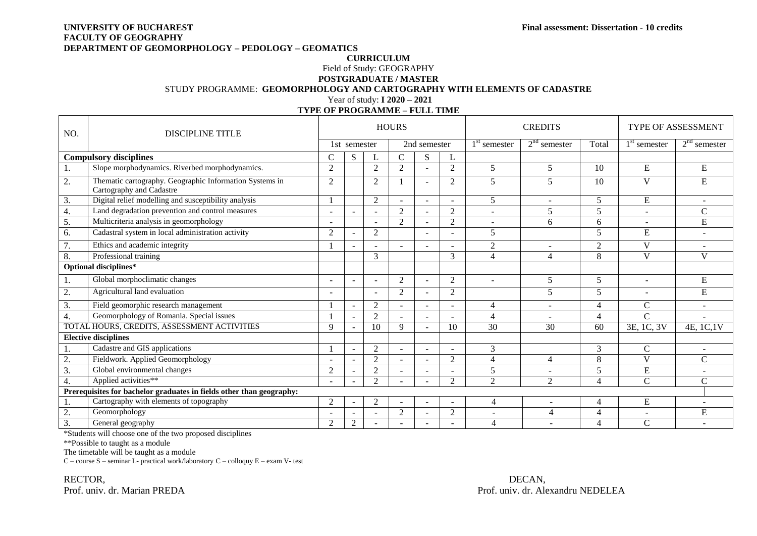**UNIVERSITY OF BUCHAREST**
**FACULTY OF GEOGRAPHY**
**DEPARTMENT OF GEOMORPHOLOGY – PEDOLOGY – GEOMATICS**

**Final assessment: Dissertation - 10 credits**

**CURRICULUM**

Field of Study: GEOGRAPHY

**POSTGRADUATE / MASTER**

STUDY PROGRAMME: **GEOMORPHOLOGY AND CARTOGRAPHY WITH ELEMENTS OF CADASTRE**

Year of study: **I 2020 – 2021**

**TYPE OF PROGRAMME – FULL TIME**

| NO. | DISCIPLINE TITLE | HOURS | | | | | | CREDITS | | | TYPE OF ASSESSMENT | |
|---|---|---|---|---|---|---|---|---|---|---|---|---|
| | | 1st semester | | | 2nd semester | | | 1st semester | 2nd semester | Total | 1st semester | 2nd semester |
| **Compulsory disciplines** | | C | S | L | C | S | L | | | | | |
| 1. | Slope morphodynamics. Riverbed morphodynamics. | 2 | | 2 | 2 | - | 2 | 5 | 5 | 10 | E | E |
| 2. | Thematic cartography. Geographic Information Systems in Cartography and Cadastre | 2 | | 2 | 1 | - | 2 | 5 | 5 | 10 | V | E |
| 3. | Digital relief modelling and susceptibility analysis | 1 | | 2 | - | - | - | 5 | - | 5 | E | - |
| 4. | Land degradation prevention and control measures | - | - | - | 2 | - | 2 | - | 5 | 5 | - | C |
| 5. | Multicriteria analysis in geomorphology | - | | - | 2 | - | 2 | - | 6 | 6 | - | E |
| 6. | Cadastral system in local administration activity | 2 | - | 2 | | - | - | 5 | | 5 | E | - |
| 7. | Ethics and academic integrity | 1 | - | - | - | - | - | 2 | - | 2 | V | - |
| 8. | Professional training | | | 3 | | | 3 | 4 | 4 | 8 | V | V |
| **Optional disciplines*** | | | | | | | | | | | | |
| 1. | Global morphoclimatic changes | - | - | - | 2 | - | 2 | - | 5 | 5 | - | E |
| 2. | Agricultural land evaluation | - | | - | 2 | - | 2 | | 5 | 5 | - | E |
| 3. | Field geomorphic research management | 1 | - | 2 | - | - | - | 4 | - | 4 | C | - |
| 4. | Geomorphology of Romania. Special issues | 1 | - | 2 | - | - | - | 4 | - | 4 | C | - |
| TOTAL HOURS, CREDITS, ASSESSMENT ACTIVITIES | | 9 | - | 10 | 9 | - | 10 | 30 | 30 | 60 | 3E, 1C, 3V | 4E, 1C,1V |
| **Elective disciplines** | | | | | | | | | | | | |
| 1. | Cadastre and GIS applications | 1 | - | 2 | - | - | - | 3 | | 3 | C | - |
| 2. | Fieldwork. Applied Geomorphology | - | - | 2 | - | - | 2 | 4 | 4 | 8 | V | C |
| 3. | Global environmental changes | 2 | - | 2 | - | - | - | 5 | - | 5 | E | - |
| 4. | Applied activities** | - | - | 2 | - | - | 2 | 2 | 2 | 4 | C | C |
| **Prerequisites for bachelor graduates in fields other than geography:** | | | | | | | | | | | | |
| 1. | Cartography with elements of topography | 2 | - | 2 | - | - | - | 4 | - | 4 | E | - |
| 2. | Geomorphology | - | - | - | 2 | - | 2 | - | 4 | 4 | - | E |
| 3. | General geography | 2 | 2 | - | - | - | - | 4 | - | 4 | C | - |

*Students will choose one of the two proposed disciplines

**Possible to taught as a module

The timetable will be taught as a module

C – course S – seminar L- practical work/laboratory C – colloquy E – exam V- test

RECTOR,
Prof. univ. dr. Marian PREDA

DECAN,
Prof. univ. dr. Alexandru NEDELEA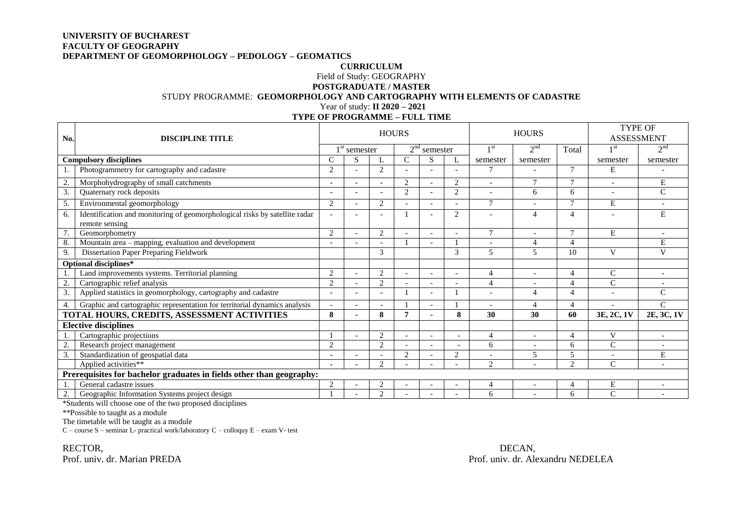**UNIVERSITY OF BUCHAREST**
**FACULTY OF GEOGRAPHY**
**DEPARTMENT OF GEOMORPHOLOGY – PEDOLOGY – GEOMATICS**

**CURRICULUM**

Field of Study: GEOGRAPHY

**POSTGRADUATE / MASTER**

STUDY PROGRAMME: **GEOMORPHOLOGY AND CARTOGRAPHY WITH ELEMENTS OF CADASTRE**

Year of study: **II 2020 – 2021**

**TYPE OF PROGRAMME – FULL TIME**

| No. | DISCIPLINE TITLE | HOURS | | | | | | HOURS | | | TYPE OF ASSESSMENT | |
|---|---|---|---|---|---|---|---|---|---|---|---|---|
| | | 1st semester | | | 2nd semester | | | 1st | 2nd | Total | 1st | 2nd |
| **Compulsory disciplines** | | C | S | L | C | S | L | semester | semester | | semester | semester |
| 1. | Photogrammetry for cartography and cadastre | 2 | - | 2 | - | - | - | 7 | - | 7 | E | - |
| 2. | Morphohydrography of small catchments | - | - | - | 2 | - | 2 | - | 7 | 7 | - | E |
| 3. | Quaternary rock deposits | - | - | - | 2 | - | 2 | - | 6 | 6 | - | C |
| 5. | Environmental geomorphology | 2 | - | 2 | - | - | - | 7 | - | 7 | E | - |
| 6. | Identification and monitoring of geomorphological risks by satellite radar remote sensing | - | - | - | 1 | - | 2 | - | 4 | 4 | - | E |
| 7. | Geomorphometry | 2 | - | 2 | - | - | - | 7 | - | 7 | E | - |
| 8. | Mountain area – mapping, evaluation and development | - | - | - | 1 | - | 1 | - | 4 | 4 | | E |
| 9. | Dissertation Paper Preparing Fieldwork | | | 3 | | | 3 | 5 | 5 | 10 | V | V |
| **Optional disciplines*** | | | | | | | | | | | | |
| 1. | Land improvements systems. Territorial planning | 2 | - | 2 | - | - | - | 4 | - | 4 | C | - |
| 2. | Cartographic relief analysis | 2 | - | 2 | - | - | - | 4 | - | 4 | C | - |
| 3. | Applied statistics in geomorphology, cartography and cadastre | - | - | - | 1 | - | 1 | - | 4 | 4 | - | C |
| 4. | Graphic and cartographic representation for territorial dynamics analysis | - | - | - | 1 | - | 1 | - | 4 | 4 | - | C |
| **TOTAL HOURS, CREDITS, ASSESSMENT ACTIVITIES** | | **8** | **-** | **8** | **7** | **-** | **8** | **30** | **30** | **60** | **3E, 2C, 1V** | **2E, 3C, 1V** |
| **Elective disciplines** | | | | | | | | | | | | |
| 1. | Cartographic projections | 1 | - | 2 | - | - | - | 4 | - | 4 | V | - |
| 2. | Research project management | 2 | | 2 | - | - | - | 6 | - | 6 | C | - |
| 3. | Standardization of geospatial data | - | - | - | 2 | - | 2 | - | 5 | 5 | - | E |
| | Applied activities** | - | - | 2 | - | - | - | 2 | - | 2 | C | - |
| **Prerequisites for bachelor graduates in fields other than geography:** | | | | | | | | | | | | |
| 1. | General cadastre issues | 2 | - | 2 | - | - | - | 4 | - | 4 | E | - |
| 2. | Geographic Information Systems project design | 1 | - | 2 | - | - | - | 6 | - | 6 | C | - |

*Students will choose one of the two proposed disciplines

**Possible to taught as a module

The timetable will be taught as a module

C – course S – seminar L- practical work/laboratory C – colloquy E – exam V- test

RECTOR,
Prof. univ. dr. Marian PREDA

DECAN,
Prof. univ. dr. Alexandru NEDELEA